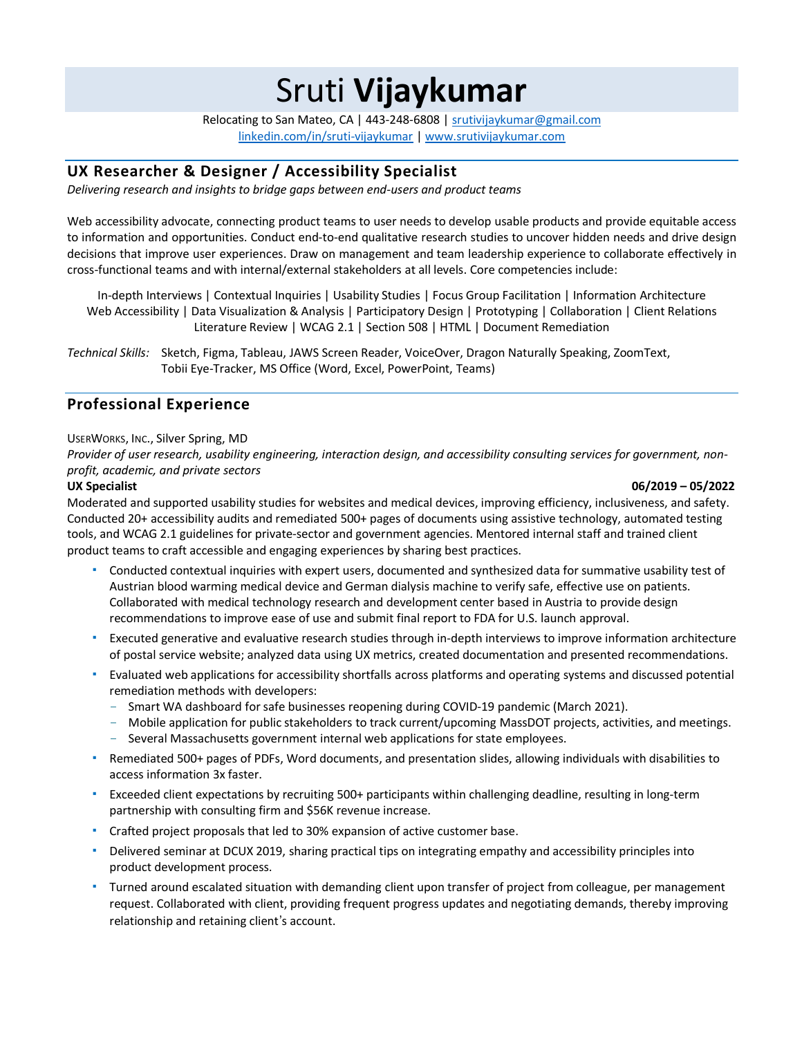# Sruti **Vijaykumar**

Relocating to San Mateo, CA | 443-248-6808 | srutivijaykumar@gmail.com
linkedin.com/in/sruti-vijaykumar | www.srutivijaykumar.com

## UX Researcher & Designer / Accessibility Specialist

*Delivering research and insights to bridge gaps between end-users and product teams*

Web accessibility advocate, connecting product teams to user needs to develop usable products and provide equitable access to information and opportunities. Conduct end-to-end qualitative research studies to uncover hidden needs and drive design decisions that improve user experiences. Draw on management and team leadership experience to collaborate effectively in cross-functional teams and with internal/external stakeholders at all levels. Core competencies include:

In-depth Interviews | Contextual Inquiries | Usability Studies | Focus Group Facilitation | Information Architecture
Web Accessibility | Data Visualization & Analysis | Participatory Design | Prototyping | Collaboration | Client Relations
Literature Review | WCAG 2.1 | Section 508 | HTML | Document Remediation

*Technical Skills:* Sketch, Figma, Tableau, JAWS Screen Reader, VoiceOver, Dragon Naturally Speaking, ZoomText, Tobii Eye-Tracker, MS Office (Word, Excel, PowerPoint, Teams)

## Professional Experience

UserWorks, Inc., Silver Spring, MD
*Provider of user research, usability engineering, interaction design, and accessibility consulting services for government, non-profit, academic, and private sectors*

**UX Specialist** **06/2019 – 05/2022**

Moderated and supported usability studies for websites and medical devices, improving efficiency, inclusiveness, and safety. Conducted 20+ accessibility audits and remediated 500+ pages of documents using assistive technology, automated testing tools, and WCAG 2.1 guidelines for private-sector and government agencies. Mentored internal staff and trained client product teams to craft accessible and engaging experiences by sharing best practices.

- Conducted contextual inquiries with expert users, documented and synthesized data for summative usability test of Austrian blood warming medical device and German dialysis machine to verify safe, effective use on patients. Collaborated with medical technology research and development center based in Austria to provide design recommendations to improve ease of use and submit final report to FDA for U.S. launch approval.
- Executed generative and evaluative research studies through in-depth interviews to improve information architecture of postal service website; analyzed data using UX metrics, created documentation and presented recommendations.
- Evaluated web applications for accessibility shortfalls across platforms and operating systems and discussed potential remediation methods with developers:
  - Smart WA dashboard for safe businesses reopening during COVID-19 pandemic (March 2021).
  - Mobile application for public stakeholders to track current/upcoming MassDOT projects, activities, and meetings.
  - Several Massachusetts government internal web applications for state employees.
- Remediated 500+ pages of PDFs, Word documents, and presentation slides, allowing individuals with disabilities to access information 3x faster.
- Exceeded client expectations by recruiting 500+ participants within challenging deadline, resulting in long-term partnership with consulting firm and $56K revenue increase.
- Crafted project proposals that led to 30% expansion of active customer base.
- Delivered seminar at DCUX 2019, sharing practical tips on integrating empathy and accessibility principles into product development process.
- Turned around escalated situation with demanding client upon transfer of project from colleague, per management request. Collaborated with client, providing frequent progress updates and negotiating demands, thereby improving relationship and retaining client's account.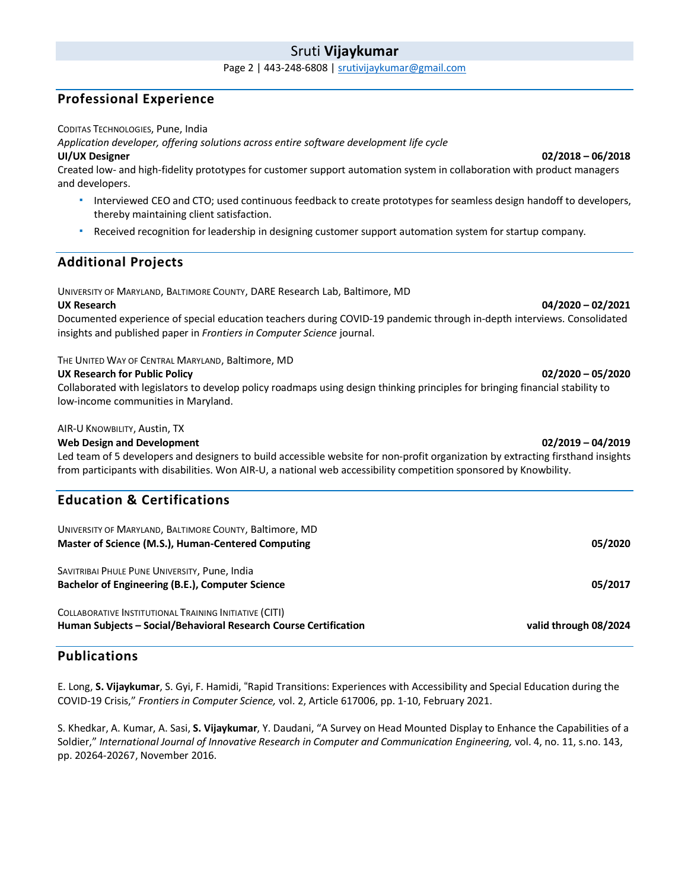## Professional Experience

Coditas Technologies, Pune, India
*Application developer, offering solutions across entire software development life cycle*
**UI/UX Designer** **02/2018 – 06/2018**
Created low- and high-fidelity prototypes for customer support automation system in collaboration with product managers and developers.

- Interviewed CEO and CTO; used continuous feedback to create prototypes for seamless design handoff to developers, thereby maintaining client satisfaction.
- Received recognition for leadership in designing customer support automation system for startup company.

## Additional Projects

University of Maryland, Baltimore County, DARE Research Lab, Baltimore, MD
**UX Research** **04/2020 – 02/2021**
Documented experience of special education teachers during COVID-19 pandemic through in-depth interviews. Consolidated insights and published paper in *Frontiers in Computer Science* journal.

The United Way of Central Maryland, Baltimore, MD
**UX Research for Public Policy** **02/2020 – 05/2020**
Collaborated with legislators to develop policy roadmaps using design thinking principles for bringing financial stability to low-income communities in Maryland.

AIR-U Knowbility, Austin, TX
**Web Design and Development** **02/2019 – 04/2019**
Led team of 5 developers and designers to build accessible website for non-profit organization by extracting firsthand insights from participants with disabilities. Won AIR-U, a national web accessibility competition sponsored by Knowbility.

## Education & Certifications

University of Maryland, Baltimore County, Baltimore, MD
**Master of Science (M.S.), Human-Centered Computing** **05/2020**

Savitribai Phule Pune University, Pune, India
**Bachelor of Engineering (B.E.), Computer Science** **05/2017**

Collaborative Institutional Training Initiative (CITI)
**Human Subjects – Social/Behavioral Research Course Certification** **valid through 08/2024**

## Publications

E. Long, **S. Vijaykumar**, S. Gyi, F. Hamidi, "Rapid Transitions: Experiences with Accessibility and Special Education during the COVID-19 Crisis," *Frontiers in Computer Science,* vol. 2, Article 617006, pp. 1-10, February 2021.

S. Khedkar, A. Kumar, A. Sasi, **S. Vijaykumar**, Y. Daudani, "A Survey on Head Mounted Display to Enhance the Capabilities of a Soldier," *International Journal of Innovative Research in Computer and Communication Engineering,* vol. 4, no. 11, s.no. 143, pp. 20264-20267, November 2016.